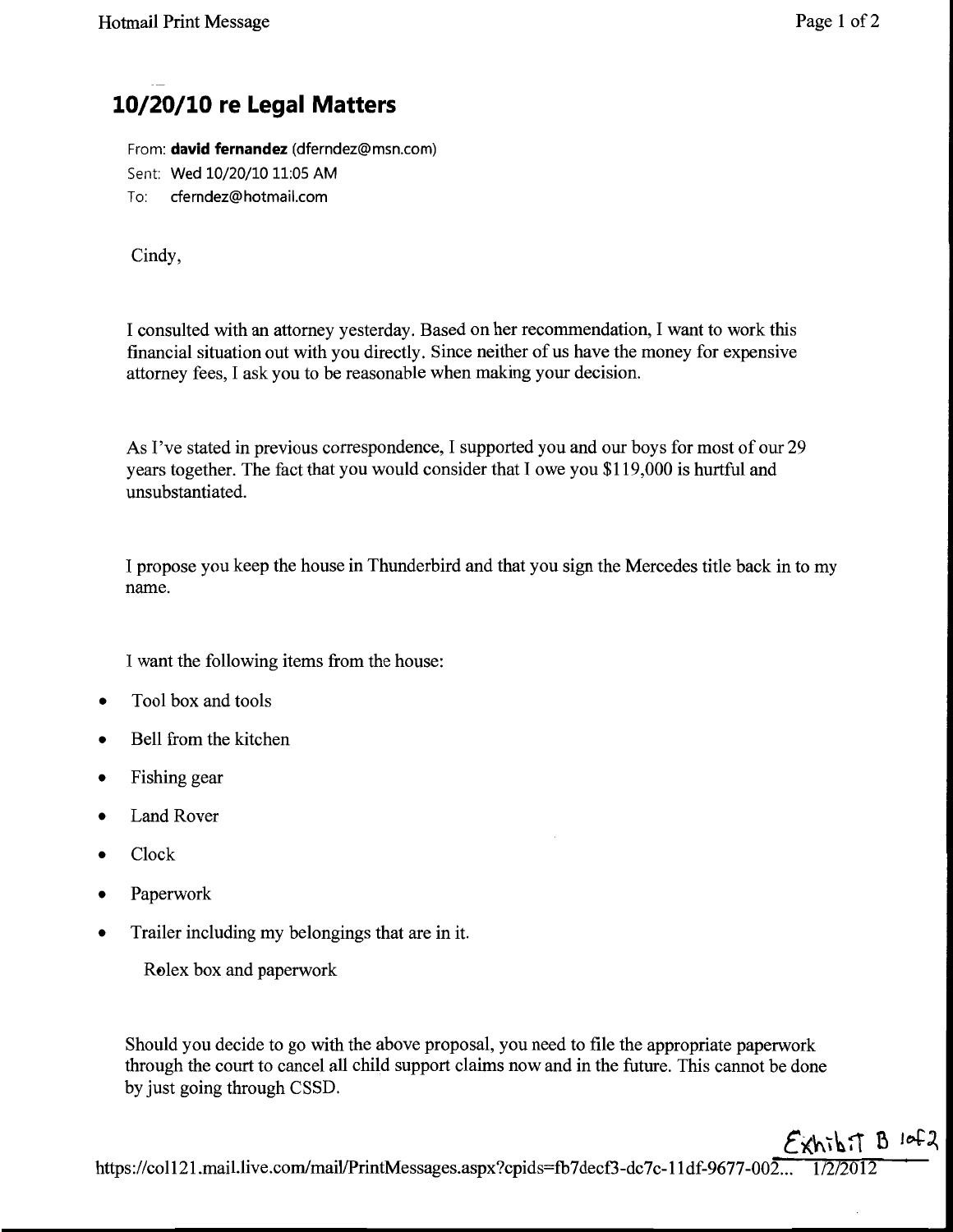# 10/20/10 re Legal Matters

From: **david fernandez** (dferndez@msn.com)
Sent: Wed 10/20/10 11:05 AM
To: cferndez@hotmail.com

Cindy,

I consulted with an attorney yesterday. Based on her recommendation, I want to work this financial situation out with you directly. Since neither of us have the money for expensive attorney fees, I ask you to be reasonable when making your decision.

As I've stated in previous correspondence, I supported you and our boys for most of our 29 years together. The fact that you would consider that I owe you $119,000 is hurtful and unsubstantiated.

I propose you keep the house in Thunderbird and that you sign the Mercedes title back in to my name.

I want the following items from the house:

- Tool box and tools
- Bell from the kitchen
- Fishing gear
- Land Rover
- Clock
- Paperwork
- Trailer including my belongings that are in it.

  Rolex box and paperwork

Should you decide to go with the above proposal, you need to file the appropriate paperwork through the court to cancel all child support claims now and in the future. This cannot be done by just going through CSSD.

Exhibit B 1of2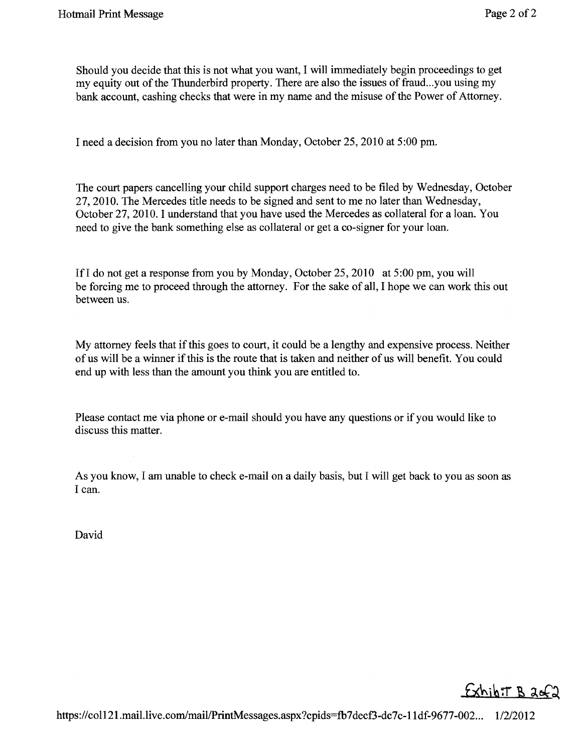Should you decide that this is not what you want, I will immediately begin proceedings to get my equity out of the Thunderbird property. There are also the issues of fraud...you using my bank account, cashing checks that were in my name and the misuse of the Power of Attorney.

I need a decision from you no later than Monday, October 25, 2010 at 5:00 pm.

The court papers cancelling your child support charges need to be filed by Wednesday, October 27, 2010. The Mercedes title needs to be signed and sent to me no later than Wednesday, October 27, 2010. I understand that you have used the Mercedes as collateral for a loan. You need to give the bank something else as collateral or get a co-signer for your loan.

If I do not get a response from you by Monday, October 25, 2010 at 5:00 pm, you will be forcing me to proceed through the attorney. For the sake of all, I hope we can work this out between us.

My attorney feels that if this goes to court, it could be a lengthy and expensive process. Neither of us will be a winner if this is the route that is taken and neither of us will benefit. You could end up with less than the amount you think you are entitled to.

Please contact me via phone or e-mail should you have any questions or if you would like to discuss this matter.

As you know, I am unable to check e-mail on a daily basis, but I will get back to you as soon as I can.

David

Exhibit B 2of2